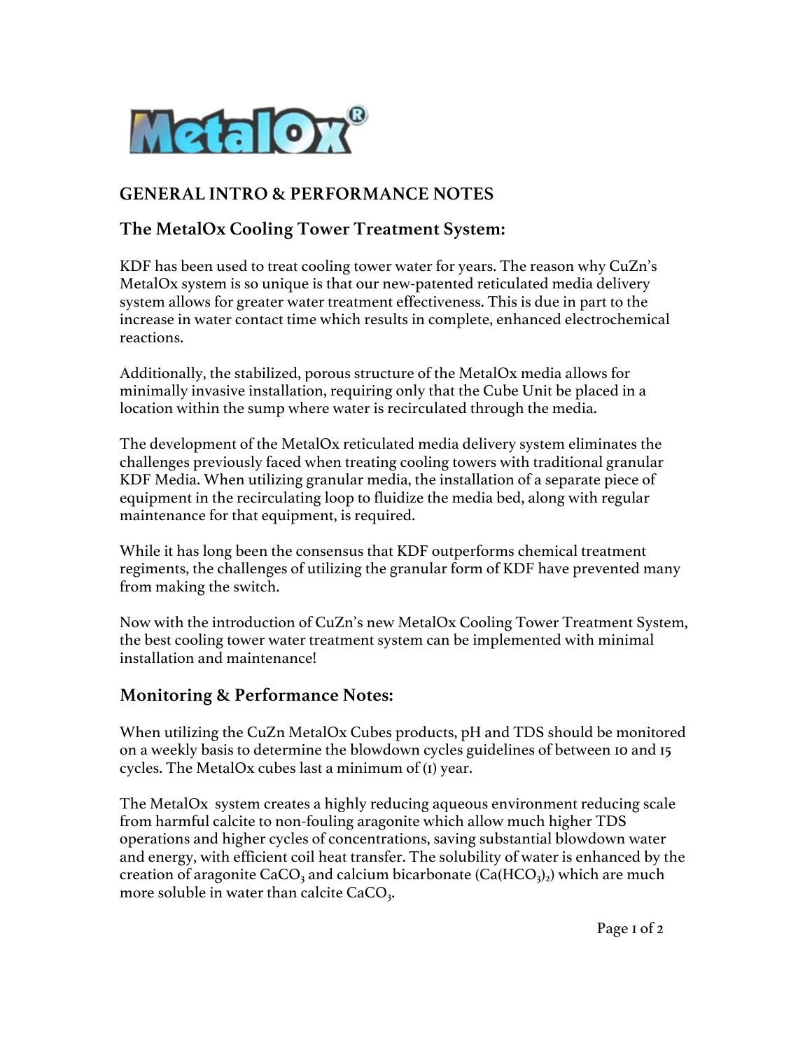MetalOx®

## GENERAL INTRO & PERFORMANCE NOTES

### The MetalOx Cooling Tower Treatment System:

KDF has been used to treat cooling tower water for years. The reason why CuZn's MetalOx system is so unique is that our new-patented reticulated media delivery system allows for greater water treatment effectiveness. This is due in part to the increase in water contact time which results in complete, enhanced electrochemical reactions.

Additionally, the stabilized, porous structure of the MetalOx media allows for minimally invasive installation, requiring only that the Cube Unit be placed in a location within the sump where water is recirculated through the media.

The development of the MetalOx reticulated media delivery system eliminates the challenges previously faced when treating cooling towers with traditional granular KDF Media. When utilizing granular media, the installation of a separate piece of equipment in the recirculating loop to fluidize the media bed, along with regular maintenance for that equipment, is required.

While it has long been the consensus that KDF outperforms chemical treatment regiments, the challenges of utilizing the granular form of KDF have prevented many from making the switch.

Now with the introduction of CuZn's new MetalOx Cooling Tower Treatment System, the best cooling tower water treatment system can be implemented with minimal installation and maintenance!

### Monitoring & Performance Notes:

When utilizing the CuZn MetalOx Cubes products, pH and TDS should be monitored on a weekly basis to determine the blowdown cycles guidelines of between 10 and 15 cycles. The MetalOx cubes last a minimum of (1) year.

The MetalOx system creates a highly reducing aqueous environment reducing scale from harmful calcite to non-fouling aragonite which allow much higher TDS operations and higher cycles of concentrations, saving substantial blowdown water and energy, with efficient coil heat transfer. The solubility of water is enhanced by the creation of aragonite $CaCO_3$ and calcium bicarbonate ($Ca(HCO_3)_2$) which are much more soluble in water than calcite $CaCO_3$.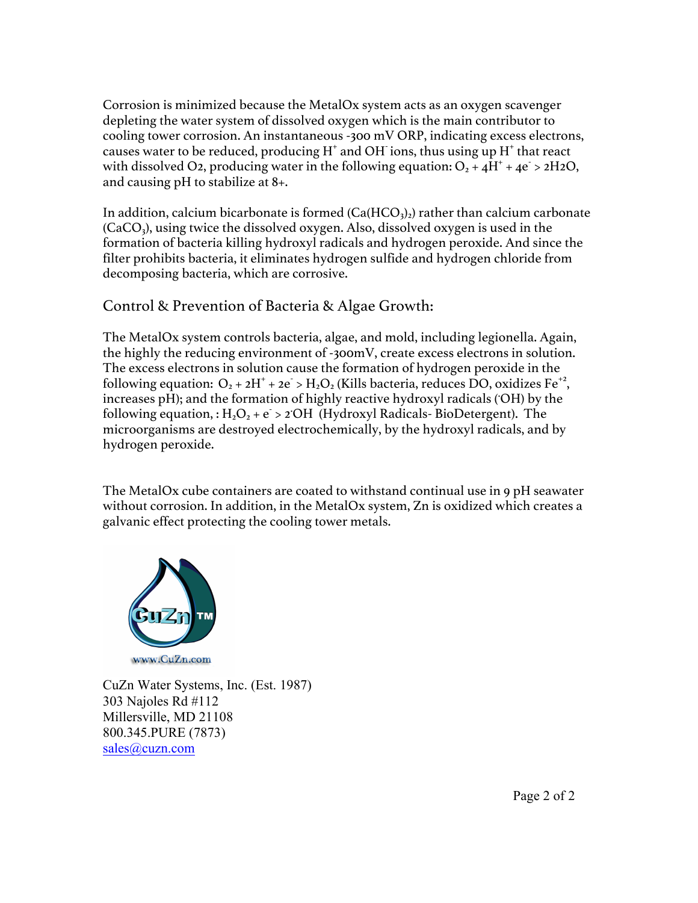Corrosion is minimized because the MetalOx system acts as an oxygen scavenger depleting the water system of dissolved oxygen which is the main contributor to cooling tower corrosion. An instantaneous -300 mV ORP, indicating excess electrons, causes water to be reduced, producing $H^+$ and $OH^-$ ions, thus using up $H^+$ that react with dissolved O2, producing water in the following equation: $O_2 + 4H^+ + 4e^- > 2H_2O$, and causing pH to stabilize at 8+.

In addition, calcium bicarbonate is formed ($Ca(HCO_3)_2$) rather than calcium carbonate ($CaCO_3$), using twice the dissolved oxygen. Also, dissolved oxygen is used in the formation of bacteria killing hydroxyl radicals and hydrogen peroxide. And since the filter prohibits bacteria, it eliminates hydrogen sulfide and hydrogen chloride from decomposing bacteria, which are corrosive.

## Control & Prevention of Bacteria & Algae Growth:

The MetalOx system controls bacteria, algae, and mold, including legionella. Again, the highly the reducing environment of -300mV, create excess electrons in solution. The excess electrons in solution cause the formation of hydrogen peroxide in the following equation: $O_2 + 2H^+ + 2e^- > H_2O_2$ (Kills bacteria, reduces DO, oxidizes $Fe^{+2}$, increases pH); and the formation of highly reactive hydroxyl radicals ($^{\cdot}OH$) by the following equation, : $H_2O_2 + e^- > 2^{\cdot}OH$ (Hydroxyl Radicals- BioDetergent). The microorganisms are destroyed electrochemically, by the hydroxyl radicals, and by hydrogen peroxide.

The MetalOx cube containers are coated to withstand continual use in 9 pH seawater without corrosion. In addition, in the MetalOx system, Zn is oxidized which creates a galvanic effect protecting the cooling tower metals.

CuZn™

www.CuZn.com

CuZn Water Systems, Inc. (Est. 1987)
303 Najoles Rd #112
Millersville, MD 21108
800.345.PURE (7873)
sales@cuzn.com